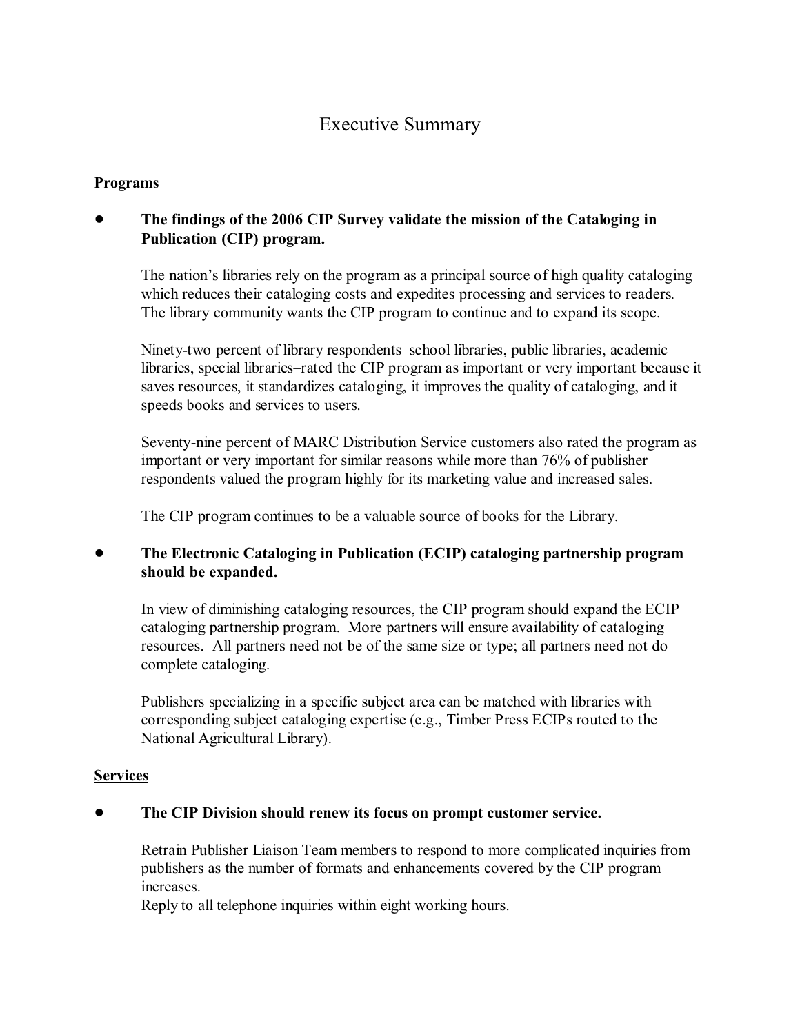# Executive Summary

## Programs

- **The findings of the 2006 CIP Survey validate the mission of the Cataloging in Publication (CIP) program.**

  The nation's libraries rely on the program as a principal source of high quality cataloging which reduces their cataloging costs and expedites processing and services to readers. The library community wants the CIP program to continue and to expand its scope.

  Ninety-two percent of library respondents–school libraries, public libraries, academic libraries, special libraries–rated the CIP program as important or very important because it saves resources, it standardizes cataloging, it improves the quality of cataloging, and it speeds books and services to users.

  Seventy-nine percent of MARC Distribution Service customers also rated the program as important or very important for similar reasons while more than 76% of publisher respondents valued the program highly for its marketing value and increased sales.

  The CIP program continues to be a valuable source of books for the Library.

- **The Electronic Cataloging in Publication (ECIP) cataloging partnership program should be expanded.**

  In view of diminishing cataloging resources, the CIP program should expand the ECIP cataloging partnership program. More partners will ensure availability of cataloging resources. All partners need not be of the same size or type; all partners need not do complete cataloging.

  Publishers specializing in a specific subject area can be matched with libraries with corresponding subject cataloging expertise (e.g., Timber Press ECIPs routed to the National Agricultural Library).

## Services

- **The CIP Division should renew its focus on prompt customer service.**

  Retrain Publisher Liaison Team members to respond to more complicated inquiries from publishers as the number of formats and enhancements covered by the CIP program increases.
  Reply to all telephone inquiries within eight working hours.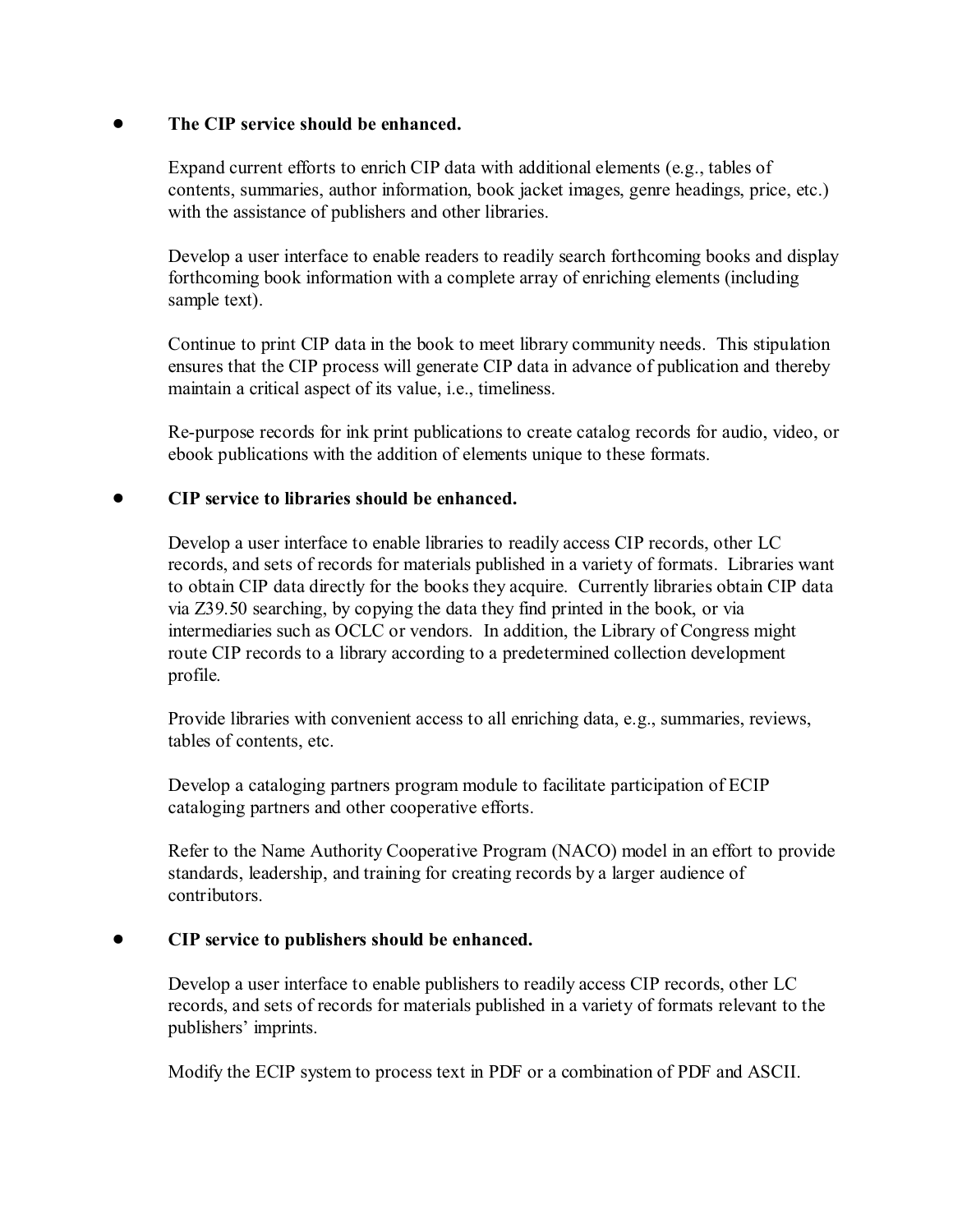- **The CIP service should be enhanced.**

  Expand current efforts to enrich CIP data with additional elements (e.g., tables of contents, summaries, author information, book jacket images, genre headings, price, etc.) with the assistance of publishers and other libraries.

  Develop a user interface to enable readers to readily search forthcoming books and display forthcoming book information with a complete array of enriching elements (including sample text).

  Continue to print CIP data in the book to meet library community needs. This stipulation ensures that the CIP process will generate CIP data in advance of publication and thereby maintain a critical aspect of its value, i.e., timeliness.

  Re-purpose records for ink print publications to create catalog records for audio, video, or ebook publications with the addition of elements unique to these formats.

- **CIP service to libraries should be enhanced.**

  Develop a user interface to enable libraries to readily access CIP records, other LC records, and sets of records for materials published in a variety of formats. Libraries want to obtain CIP data directly for the books they acquire. Currently libraries obtain CIP data via Z39.50 searching, by copying the data they find printed in the book, or via intermediaries such as OCLC or vendors. In addition, the Library of Congress might route CIP records to a library according to a predetermined collection development profile.

  Provide libraries with convenient access to all enriching data, e.g., summaries, reviews, tables of contents, etc.

  Develop a cataloging partners program module to facilitate participation of ECIP cataloging partners and other cooperative efforts.

  Refer to the Name Authority Cooperative Program (NACO) model in an effort to provide standards, leadership, and training for creating records by a larger audience of contributors.

- **CIP service to publishers should be enhanced.**

  Develop a user interface to enable publishers to readily access CIP records, other LC records, and sets of records for materials published in a variety of formats relevant to the publishers' imprints.

  Modify the ECIP system to process text in PDF or a combination of PDF and ASCII.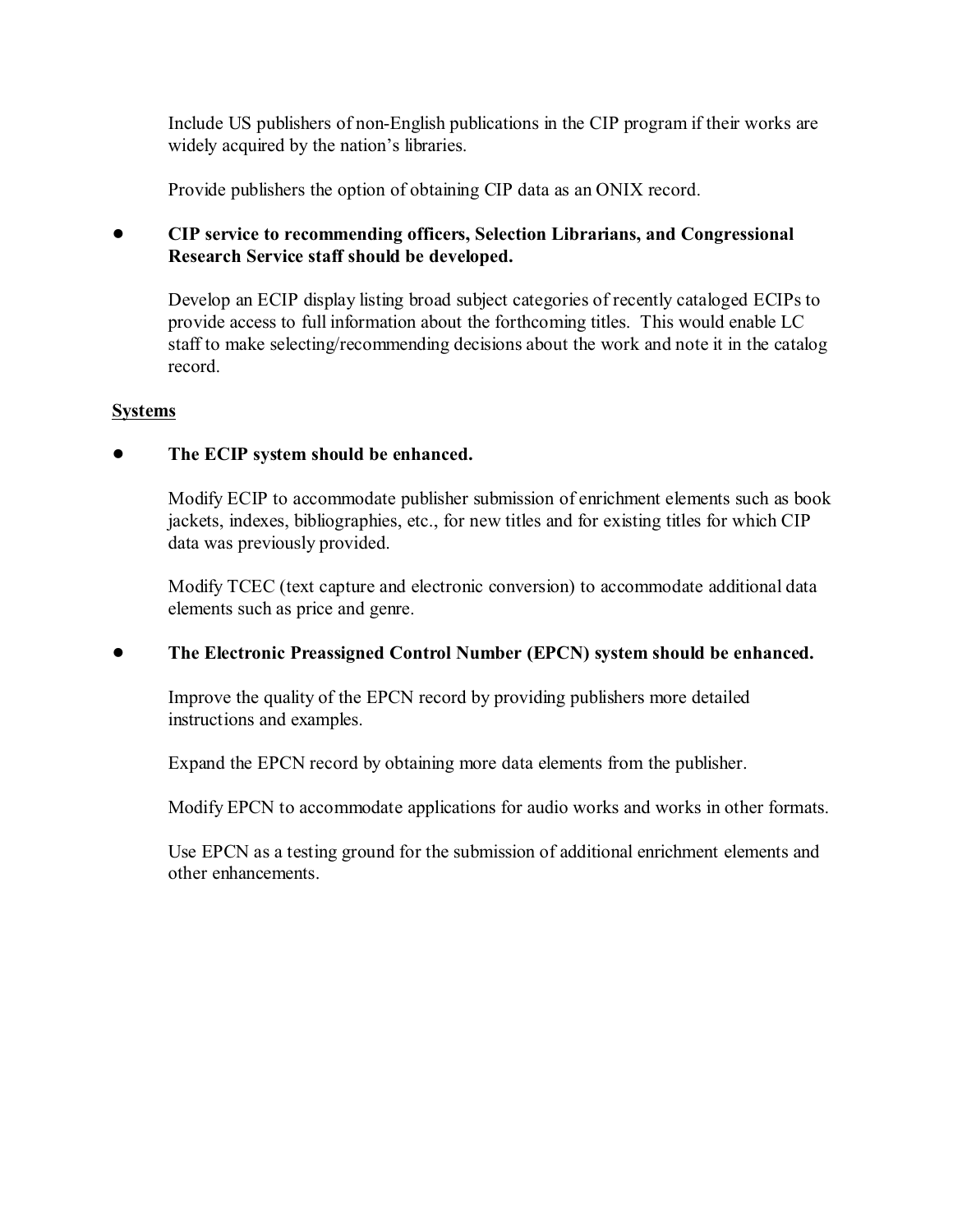Include US publishers of non-English publications in the CIP program if their works are widely acquired by the nation's libraries.

Provide publishers the option of obtaining CIP data as an ONIX record.

- **CIP service to recommending officers, Selection Librarians, and Congressional Research Service staff should be developed.**

  Develop an ECIP display listing broad subject categories of recently cataloged ECIPs to provide access to full information about the forthcoming titles. This would enable LC staff to make selecting/recommending decisions about the work and note it in the catalog record.

<u>**Systems**</u>

- **The ECIP system should be enhanced.**

  Modify ECIP to accommodate publisher submission of enrichment elements such as book jackets, indexes, bibliographies, etc., for new titles and for existing titles for which CIP data was previously provided.

  Modify TCEC (text capture and electronic conversion) to accommodate additional data elements such as price and genre.

- **The Electronic Preassigned Control Number (EPCN) system should be enhanced.**

  Improve the quality of the EPCN record by providing publishers more detailed instructions and examples.

  Expand the EPCN record by obtaining more data elements from the publisher.

  Modify EPCN to accommodate applications for audio works and works in other formats.

  Use EPCN as a testing ground for the submission of additional enrichment elements and other enhancements.